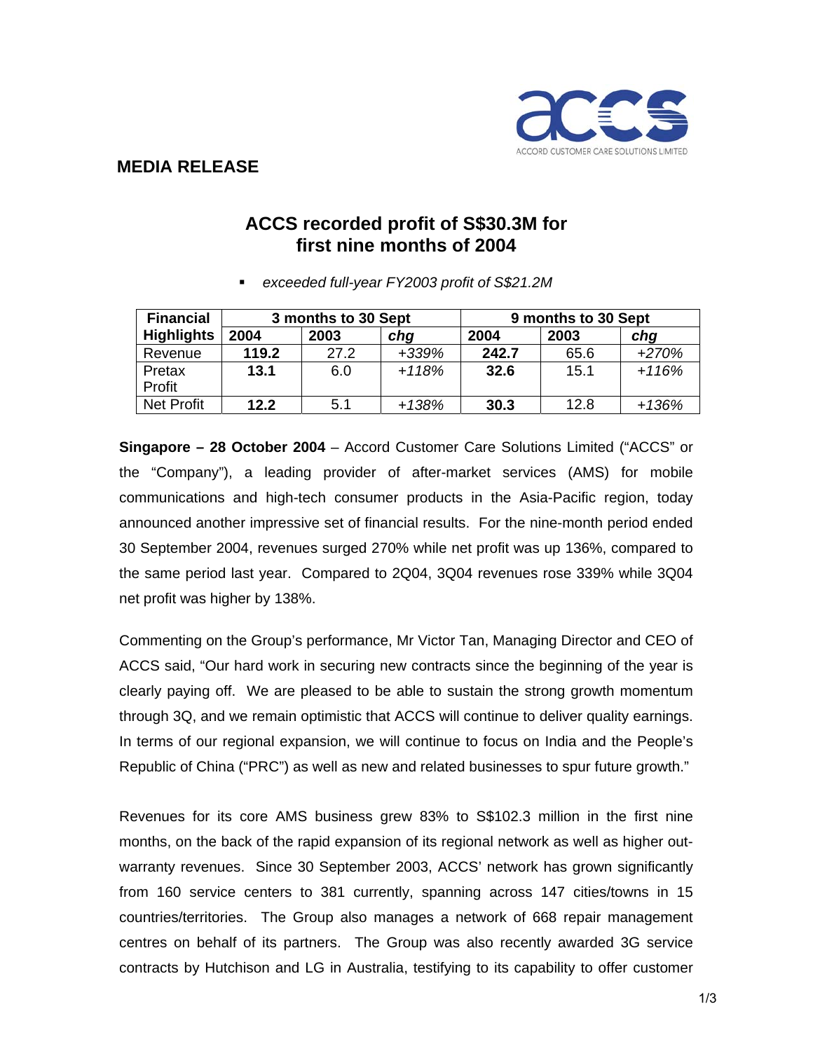ACCORD CUSTOMER CARE SOLUTIONS LIMITED

**MEDIA RELEASE**

## ACCS recorded profit of S$30.3M for first nine months of 2004

- *exceeded full-year FY2003 profit of S$21.2M*

| Financial Highlights | 3 months to 30 Sept | | | 9 months to 30 Sept | | |
|---|---|---|---|---|---|---|
| | **2004** | **2003** | ***chg*** | **2004** | **2003** | ***chg*** |
| Revenue | **119.2** | 27.2 | *+339%* | **242.7** | 65.6 | *+270%* |
| Pretax Profit | **13.1** | 6.0 | *+118%* | **32.6** | 15.1 | *+116%* |
| Net Profit | **12.2** | 5.1 | *+138%* | **30.3** | 12.8 | *+136%* |

**Singapore – 28 October 2004** – Accord Customer Care Solutions Limited ("ACCS" or the "Company"), a leading provider of after-market services (AMS) for mobile communications and high-tech consumer products in the Asia-Pacific region, today announced another impressive set of financial results. For the nine-month period ended 30 September 2004, revenues surged 270% while net profit was up 136%, compared to the same period last year. Compared to 2Q04, 3Q04 revenues rose 339% while 3Q04 net profit was higher by 138%.

Commenting on the Group's performance, Mr Victor Tan, Managing Director and CEO of ACCS said, "Our hard work in securing new contracts since the beginning of the year is clearly paying off. We are pleased to be able to sustain the strong growth momentum through 3Q, and we remain optimistic that ACCS will continue to deliver quality earnings. In terms of our regional expansion, we will continue to focus on India and the People's Republic of China ("PRC") as well as new and related businesses to spur future growth."

Revenues for its core AMS business grew 83% to S$102.3 million in the first nine months, on the back of the rapid expansion of its regional network as well as higher out-warranty revenues. Since 30 September 2003, ACCS' network has grown significantly from 160 service centers to 381 currently, spanning across 147 cities/towns in 15 countries/territories. The Group also manages a network of 668 repair management centres on behalf of its partners. The Group was also recently awarded 3G service contracts by Hutchison and LG in Australia, testifying to its capability to offer customer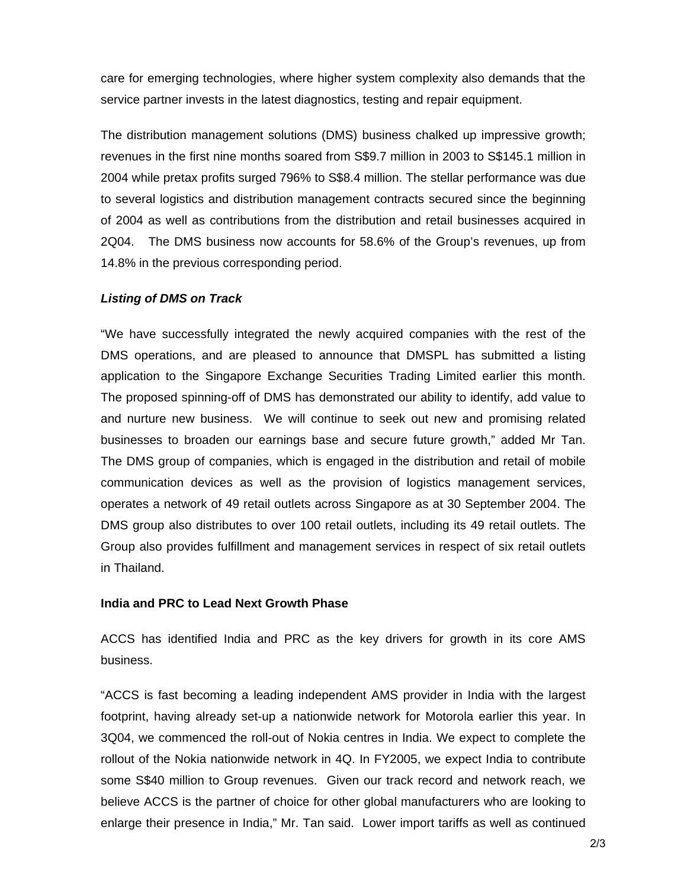care for emerging technologies, where higher system complexity also demands that the service partner invests in the latest diagnostics, testing and repair equipment.

The distribution management solutions (DMS) business chalked up impressive growth; revenues in the first nine months soared from S$9.7 million in 2003 to S$145.1 million in 2004 while pretax profits surged 796% to S$8.4 million. The stellar performance was due to several logistics and distribution management contracts secured since the beginning of 2004 as well as contributions from the distribution and retail businesses acquired in 2Q04. The DMS business now accounts for 58.6% of the Group's revenues, up from 14.8% in the previous corresponding period.

***Listing of DMS on Track***

"We have successfully integrated the newly acquired companies with the rest of the DMS operations, and are pleased to announce that DMSPL has submitted a listing application to the Singapore Exchange Securities Trading Limited earlier this month. The proposed spinning-off of DMS has demonstrated our ability to identify, add value to and nurture new business. We will continue to seek out new and promising related businesses to broaden our earnings base and secure future growth," added Mr Tan. The DMS group of companies, which is engaged in the distribution and retail of mobile communication devices as well as the provision of logistics management services, operates a network of 49 retail outlets across Singapore as at 30 September 2004. The DMS group also distributes to over 100 retail outlets, including its 49 retail outlets. The Group also provides fulfillment and management services in respect of six retail outlets in Thailand.

**India and PRC to Lead Next Growth Phase**

ACCS has identified India and PRC as the key drivers for growth in its core AMS business.

"ACCS is fast becoming a leading independent AMS provider in India with the largest footprint, having already set-up a nationwide network for Motorola earlier this year. In 3Q04, we commenced the roll-out of Nokia centres in India. We expect to complete the rollout of the Nokia nationwide network in 4Q. In FY2005, we expect India to contribute some S$40 million to Group revenues. Given our track record and network reach, we believe ACCS is the partner of choice for other global manufacturers who are looking to enlarge their presence in India," Mr. Tan said. Lower import tariffs as well as continued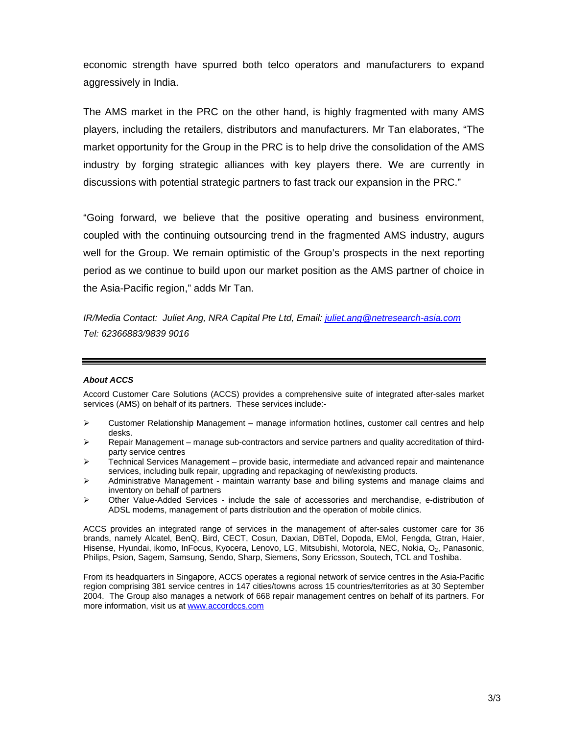economic strength have spurred both telco operators and manufacturers to expand aggressively in India.

The AMS market in the PRC on the other hand, is highly fragmented with many AMS players, including the retailers, distributors and manufacturers. Mr Tan elaborates, "The market opportunity for the Group in the PRC is to help drive the consolidation of the AMS industry by forging strategic alliances with key players there. We are currently in discussions with potential strategic partners to fast track our expansion in the PRC."

"Going forward, we believe that the positive operating and business environment, coupled with the continuing outsourcing trend in the fragmented AMS industry, augurs well for the Group. We remain optimistic of the Group's prospects in the next reporting period as we continue to build upon our market position as the AMS partner of choice in the Asia-Pacific region," adds Mr Tan.

*IR/Media Contact: Juliet Ang, NRA Capital Pte Ltd, Email: juliet.ang@netresearch-asia.com*
*Tel: 62366883/9839 9016*

---

***About ACCS***

Accord Customer Care Solutions (ACCS) provides a comprehensive suite of integrated after-sales market services (AMS) on behalf of its partners. These services include:-

- Customer Relationship Management – manage information hotlines, customer call centres and help desks.
- Repair Management – manage sub-contractors and service partners and quality accreditation of third-party service centres
- Technical Services Management – provide basic, intermediate and advanced repair and maintenance services, including bulk repair, upgrading and repackaging of new/existing products.
- Administrative Management - maintain warranty base and billing systems and manage claims and inventory on behalf of partners
- Other Value-Added Services - include the sale of accessories and merchandise, e-distribution of ADSL modems, management of parts distribution and the operation of mobile clinics.

ACCS provides an integrated range of services in the management of after-sales customer care for 36 brands, namely Alcatel, BenQ, Bird, CECT, Cosun, Daxian, DBTel, Dopoda, EMol, Fengda, Gtran, Haier, Hisense, Hyundai, ikomo, InFocus, Kyocera, Lenovo, LG, Mitsubishi, Motorola, NEC, Nokia, $O_2$, Panasonic, Philips, Psion, Sagem, Samsung, Sendo, Sharp, Siemens, Sony Ericsson, Soutech, TCL and Toshiba.

From its headquarters in Singapore, ACCS operates a regional network of service centres in the Asia-Pacific region comprising 381 service centres in 147 cities/towns across 15 countries/territories as at 30 September 2004. The Group also manages a network of 668 repair management centres on behalf of its partners. For more information, visit us at www.accordccs.com